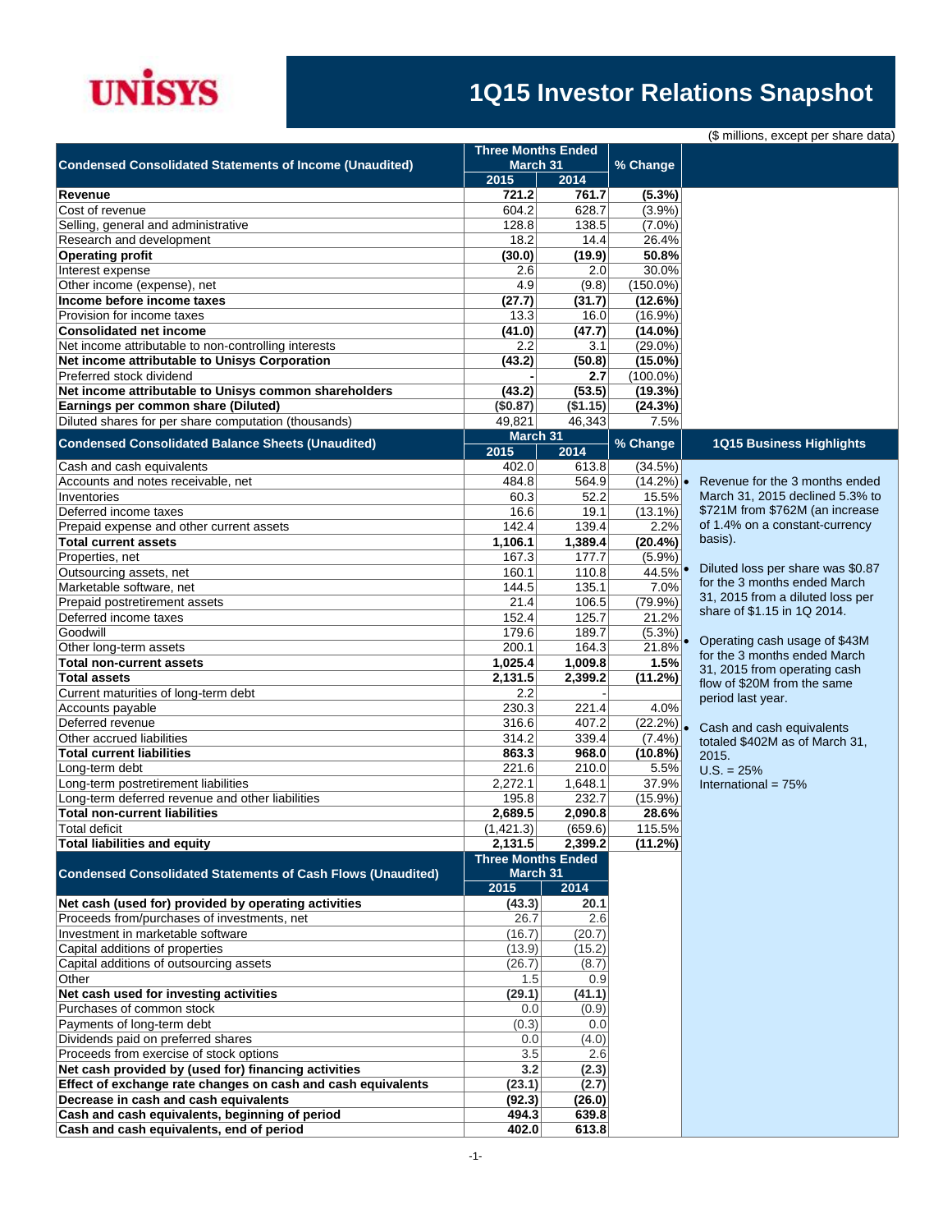# UNISYS

# 1Q15 Investor Relations Snapshot

($ millions, except per share data)

| **Condensed Consolidated Statements of Income (Unaudited)** | **Three Months Ended March 31** | | **% Change** |
|---|---|---|---|
| | **2015** | **2014** | |
| **Revenue** | **721.2** | **761.7** | **(5.3%)** |
| Cost of revenue | 604.2 | 628.7 | (3.9%) |
| Selling, general and administrative | 128.8 | 138.5 | (7.0%) |
| Research and development | 18.2 | 14.4 | 26.4% |
| **Operating profit** | **(30.0)** | **(19.9)** | **50.8%** |
| Interest expense | 2.6 | 2.0 | 30.0% |
| Other income (expense), net | 4.9 | (9.8) | (150.0%) |
| **Income before income taxes** | **(27.7)** | **(31.7)** | **(12.6%)** |
| Provision for income taxes | 13.3 | 16.0 | (16.9%) |
| **Consolidated net income** | **(41.0)** | **(47.7)** | **(14.0%)** |
| Net income attributable to non-controlling interests | 2.2 | 3.1 | (29.0%) |
| **Net income attributable to Unisys Corporation** | **(43.2)** | **(50.8)** | **(15.0%)** |
| Preferred stock dividend | - | **2.7** | (100.0%) |
| **Net income attributable to Unisys common shareholders** | **(43.2)** | **(53.5)** | **(19.3%)** |
| **Earnings per common share (Diluted)** | **($0.87)** | **($1.15)** | **(24.3%)** |
| Diluted shares for per share computation (thousands) | 49,821 | 46,343 | 7.5% |

| **Condensed Consolidated Balance Sheets (Unaudited)** | **March 31** | | **% Change** |
|---|---|---|---|
| | **2015** | **2014** | |
| Cash and cash equivalents | 402.0 | 613.8 | (34.5%) |
| Accounts and notes receivable, net | 484.8 | 564.9 | (14.2%) |
| Inventories | 60.3 | 52.2 | 15.5% |
| Deferred income taxes | 16.6 | 19.1 | (13.1%) |
| Prepaid expense and other current assets | 142.4 | 139.4 | 2.2% |
| **Total current assets** | **1,106.1** | **1,389.4** | **(20.4%)** |
| Properties, net | 167.3 | 177.7 | (5.9%) |
| Outsourcing assets, net | 160.1 | 110.8 | 44.5% |
| Marketable software, net | 144.5 | 135.1 | 7.0% |
| Prepaid postretirement assets | 21.4 | 106.5 | (79.9%) |
| Deferred income taxes | 152.4 | 125.7 | 21.2% |
| Goodwill | 179.6 | 189.7 | (5.3%) |
| Other long-term assets | 200.1 | 164.3 | 21.8% |
| **Total non-current assets** | **1,025.4** | **1,009.8** | **1.5%** |
| **Total assets** | **2,131.5** | **2,399.2** | **(11.2%)** |
| Current maturities of long-term debt | 2.2 | - | |
| Accounts payable | 230.3 | 221.4 | 4.0% |
| Deferred revenue | 316.6 | 407.2 | (22.2%) |
| Other accrued liabilities | 314.2 | 339.4 | (7.4%) |
| **Total current liabilities** | **863.3** | **968.0** | **(10.8%)** |
| Long-term debt | 221.6 | 210.0 | 5.5% |
| Long-term postretirement liabilities | 2,272.1 | 1,648.1 | 37.9% |
| Long-term deferred revenue and other liabilities | 195.8 | 232.7 | (15.9%) |
| **Total non-current liabilities** | **2,689.5** | **2,090.8** | **28.6%** |
| Total deficit | (1,421.3) | (659.6) | 115.5% |
| **Total liabilities and equity** | **2,131.5** | **2,399.2** | **(11.2%)** |

| **Condensed Consolidated Statements of Cash Flows (Unaudited)** | **Three Months Ended March 31** | |
|---|---|---|
| | **2015** | **2014** |
| **Net cash (used for) provided by operating activities** | **(43.3)** | **20.1** |
| Proceeds from/purchases of investments, net | 26.7 | 2.6 |
| Investment in marketable software | (16.7) | (20.7) |
| Capital additions of properties | (13.9) | (15.2) |
| Capital additions of outsourcing assets | (26.7) | (8.7) |
| Other | 1.5 | 0.9 |
| **Net cash used for investing activities** | **(29.1)** | **(41.1)** |
| Purchases of common stock | 0.0 | (0.9) |
| Payments of long-term debt | (0.3) | 0.0 |
| Dividends paid on preferred shares | 0.0 | (4.0) |
| Proceeds from exercise of stock options | 3.5 | 2.6 |
| **Net cash provided by (used for) financing activities** | **3.2** | **(2.3)** |
| **Effect of exchange rate changes on cash and cash equivalents** | **(23.1)** | **(2.7)** |
| **Decrease in cash and cash equivalents** | **(92.3)** | **(26.0)** |
| **Cash and cash equivalents, beginning of period** | **494.3** | **639.8** |
| **Cash and cash equivalents, end of period** | **402.0** | **613.8** |

## 1Q15 Business Highlights

- Revenue for the 3 months ended March 31, 2015 declined 5.3% to $721M from $762M (an increase of 1.4% on a constant-currency basis).
- Diluted loss per share was $0.87 for the 3 months ended March 31, 2015 from a diluted loss per share of $1.15 in 1Q 2014.
- Operating cash usage of $43M for the 3 months ended March 31, 2015 from operating cash flow of $20M from the same period last year.
- Cash and cash equivalents totaled $402M as of March 31, 2015.
  U.S. = 25%
  International = 75%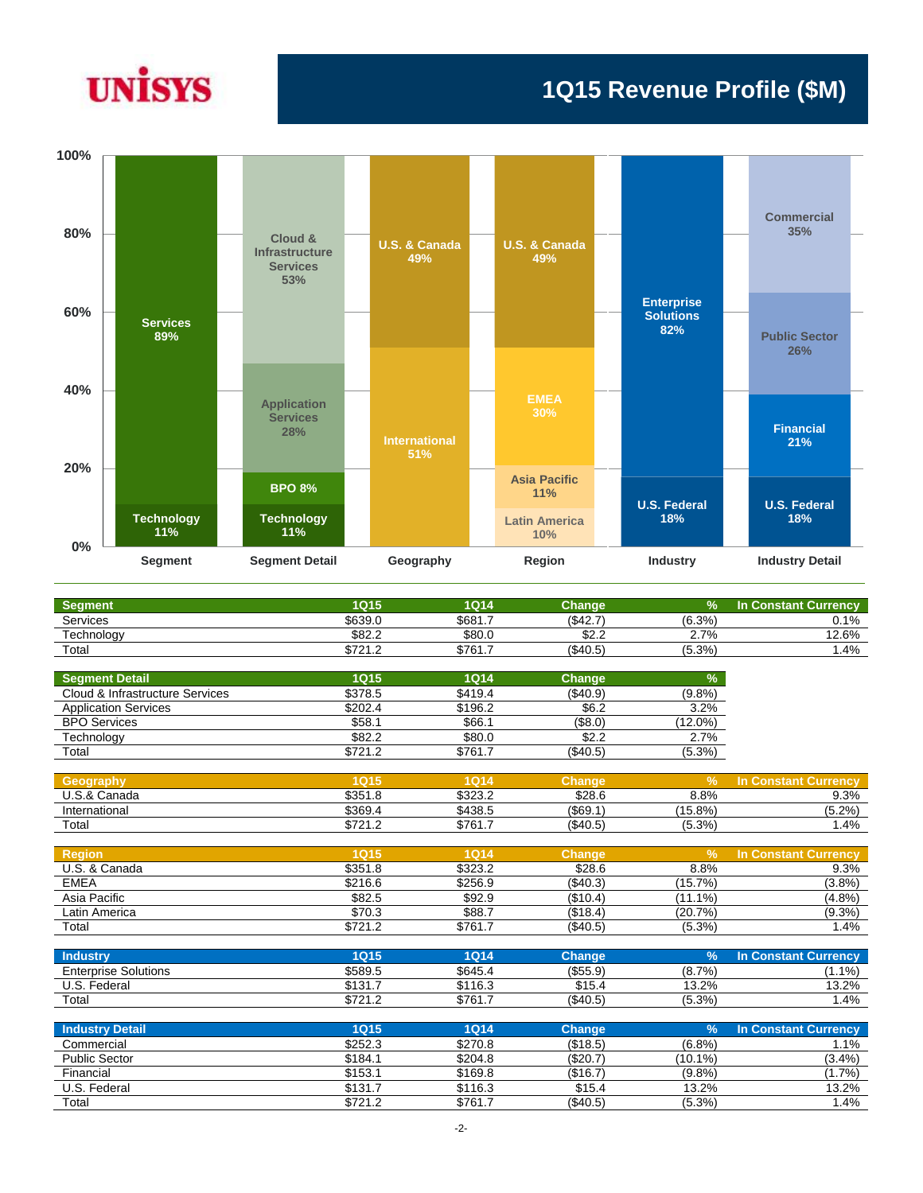# UNISYS

## 1Q15 Revenue Profile ($M)

100%
80%
60%
40%
20%
0%

Segment: Services 89%, Technology 11%

Segment Detail: Cloud & Infrastructure Services 53%, Application Services 28%, BPO 8%, Technology 11%

Geography: U.S. & Canada 49%, International 51%

Region: U.S. & Canada 49%, EMEA 30%, Asia Pacific 11%, Latin America 10%

Industry: Enterprise Solutions 82%, U.S. Federal 18%

Industry Detail: Commercial 35%, Public Sector 26%, Financial 21%, U.S. Federal 18%

| Segment | 1Q15 | 1Q14 | Change | % | In Constant Currency |
|---|---|---|---|---|---|
| Services | $639.0 | $681.7 | ($42.7) | (6.3%) | 0.1% |
| Technology | $82.2 | $80.0 | $2.2 | 2.7% | 12.6% |
| Total | $721.2 | $761.7 | ($40.5) | (5.3%) | 1.4% |

| Segment Detail | 1Q15 | 1Q14 | Change | % |
|---|---|---|---|---|
| Cloud & Infrastructure Services | $378.5 | $419.4 | ($40.9) | (9.8%) |
| Application Services | $202.4 | $196.2 | $6.2 | 3.2% |
| BPO Services | $58.1 | $66.1 | ($8.0) | (12.0%) |
| Technology | $82.2 | $80.0 | $2.2 | 2.7% |
| Total | $721.2 | $761.7 | ($40.5) | (5.3%) |

| Geography | 1Q15 | 1Q14 | Change | % | In Constant Currency |
|---|---|---|---|---|---|
| U.S.& Canada | $351.8 | $323.2 | $28.6 | 8.8% | 9.3% |
| International | $369.4 | $438.5 | ($69.1) | (15.8%) | (5.2%) |
| Total | $721.2 | $761.7 | ($40.5) | (5.3%) | 1.4% |

| Region | 1Q15 | 1Q14 | Change | % | In Constant Currency |
|---|---|---|---|---|---|
| U.S. & Canada | $351.8 | $323.2 | $28.6 | 8.8% | 9.3% |
| EMEA | $216.6 | $256.9 | ($40.3) | (15.7%) | (3.8%) |
| Asia Pacific | $82.5 | $92.9 | ($10.4) | (11.1%) | (4.8%) |
| Latin America | $70.3 | $88.7 | ($18.4) | (20.7%) | (9.3%) |
| Total | $721.2 | $761.7 | ($40.5) | (5.3%) | 1.4% |

| Industry | 1Q15 | 1Q14 | Change | % | In Constant Currency |
|---|---|---|---|---|---|
| Enterprise Solutions | $589.5 | $645.4 | ($55.9) | (8.7%) | (1.1%) |
| U.S. Federal | $131.7 | $116.3 | $15.4 | 13.2% | 13.2% |
| Total | $721.2 | $761.7 | ($40.5) | (5.3%) | 1.4% |

| Industry Detail | 1Q15 | 1Q14 | Change | % | In Constant Currency |
|---|---|---|---|---|---|
| Commercial | $252.3 | $270.8 | ($18.5) | (6.8%) | 1.1% |
| Public Sector | $184.1 | $204.8 | ($20.7) | (10.1%) | (3.4%) |
| Financial | $153.1 | $169.8 | ($16.7) | (9.8%) | (1.7%) |
| U.S. Federal | $131.7 | $116.3 | $15.4 | 13.2% | 13.2% |
| Total | $721.2 | $761.7 | ($40.5) | (5.3%) | 1.4% |